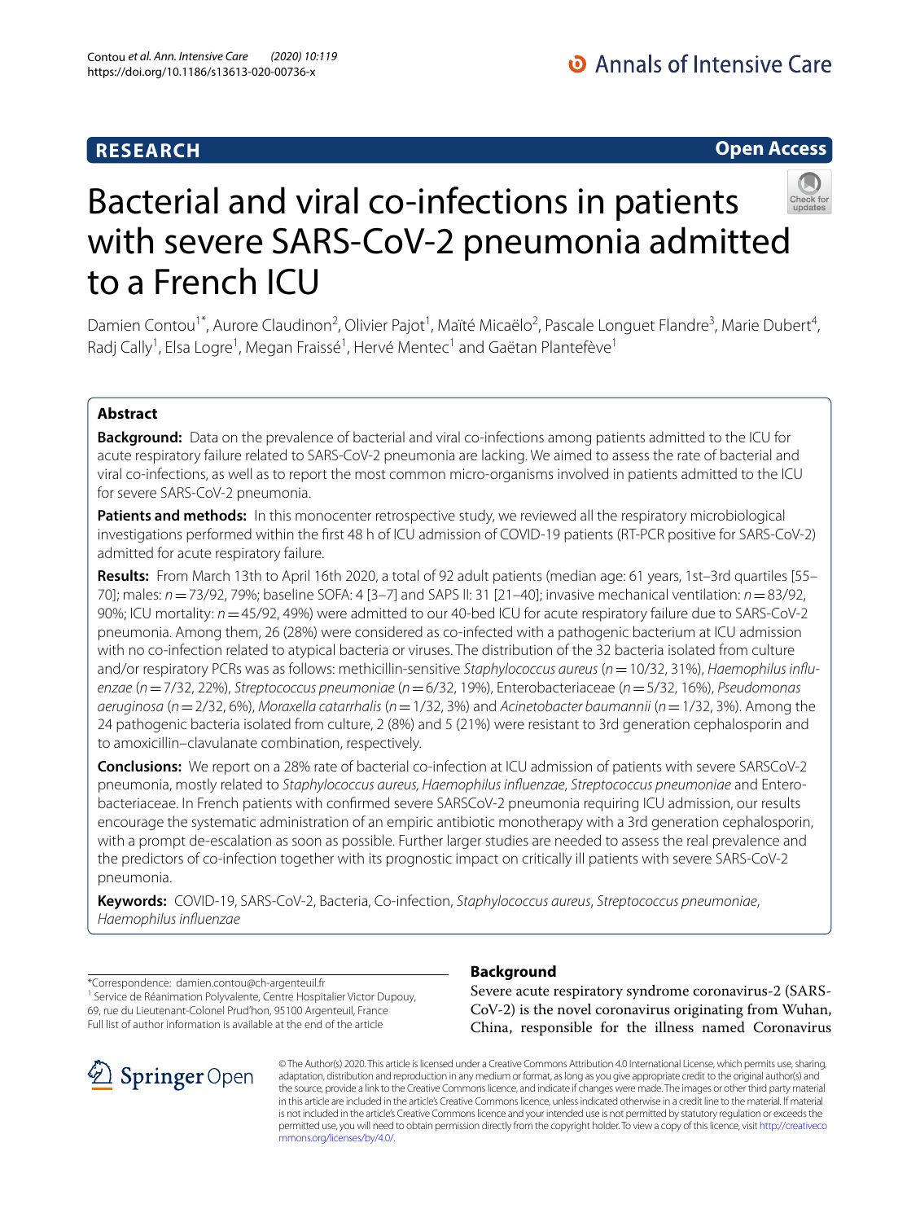RESEARCH

Open Access

# Bacterial and viral co-infections in patients with severe SARS-CoV-2 pneumonia admitted to a French ICU

Damien Contou[1*], Aurore Claudinon[2], Olivier Pajot[1], Maïté Micaëlo[2], Pascale Longuet Flandre[3], Marie Dubert[4], Radj Cally[1], Elsa Logre[1], Megan Fraissé[1], Hervé Mentec[1] and Gaëtan Plantefève[1]

## Abstract

**Background:** Data on the prevalence of bacterial and viral co-infections among patients admitted to the ICU for acute respiratory failure related to SARS-CoV-2 pneumonia are lacking. We aimed to assess the rate of bacterial and viral co-infections, as well as to report the most common micro-organisms involved in patients admitted to the ICU for severe SARS-CoV-2 pneumonia.

**Patients and methods:** In this monocenter retrospective study, we reviewed all the respiratory microbiological investigations performed within the first 48 h of ICU admission of COVID-19 patients (RT-PCR positive for SARS-CoV-2) admitted for acute respiratory failure.

**Results:** From March 13th to April 16th 2020, a total of 92 adult patients (median age: 61 years, 1st–3rd quartiles [55–70]; males: *n* = 73/92, 79%; baseline SOFA: 4 [3–7] and SAPS II: 31 [21–40]; invasive mechanical ventilation: *n* = 83/92, 90%; ICU mortality: *n* = 45/92, 49%) were admitted to our 40-bed ICU for acute respiratory failure due to SARS-CoV-2 pneumonia. Among them, 26 (28%) were considered as co-infected with a pathogenic bacterium at ICU admission with no co-infection related to atypical bacteria or viruses. The distribution of the 32 bacteria isolated from culture and/or respiratory PCRs was as follows: methicillin-sensitive *Staphylococcus aureus* (*n* = 10/32, 31%), *Haemophilus influenzae* (*n* = 7/32, 22%), *Streptococcus pneumoniae* (*n* = 6/32, 19%), Enterobacteriaceae (*n* = 5/32, 16%), *Pseudomonas aeruginosa* (*n* = 2/32, 6%), *Moraxella catarrhalis* (*n* = 1/32, 3%) and *Acinetobacter baumannii* (*n* = 1/32, 3%). Among the 24 pathogenic bacteria isolated from culture, 2 (8%) and 5 (21%) were resistant to 3rd generation cephalosporin and to amoxicillin–clavulanate combination, respectively.

**Conclusions:** We report on a 28% rate of bacterial co-infection at ICU admission of patients with severe SARSCoV-2 pneumonia, mostly related to *Staphylococcus aureus*, *Haemophilus influenzae*, *Streptococcus pneumoniae* and Enterobacteriaceae. In French patients with confirmed severe SARSCoV-2 pneumonia requiring ICU admission, our results encourage the systematic administration of an empiric antibiotic monotherapy with a 3rd generation cephalosporin, with a prompt de-escalation as soon as possible. Further larger studies are needed to assess the real prevalence and the predictors of co-infection together with its prognostic impact on critically ill patients with severe SARS-CoV-2 pneumonia.

**Keywords:** COVID-19, SARS-CoV-2, Bacteria, Co-infection, *Staphylococcus aureus*, *Streptococcus pneumoniae*, *Haemophilus influenzae*

*Correspondence: damien.contou@ch-argenteuil.fr
[1] Service de Réanimation Polyvalente, Centre Hospitalier Victor Dupouy, 69, rue du Lieutenant-Colonel Prud'hon, 95100 Argenteuil, France
Full list of author information is available at the end of the article

## Background

Severe acute respiratory syndrome coronavirus-2 (SARS-CoV-2) is the novel coronavirus originating from Wuhan, China, responsible for the illness named Coronavirus

© The Author(s) 2020. This article is licensed under a Creative Commons Attribution 4.0 International License, which permits use, sharing, adaptation, distribution and reproduction in any medium or format, as long as you give appropriate credit to the original author(s) and the source, provide a link to the Creative Commons licence, and indicate if changes were made. The images or other third party material in this article are included in the article's Creative Commons licence, unless indicated otherwise in a credit line to the material. If material is not included in the article's Creative Commons licence and your intended use is not permitted by statutory regulation or exceeds the permitted use, you will need to obtain permission directly from the copyright holder. To view a copy of this licence, visit http://creativecommons.org/licenses/by/4.0/.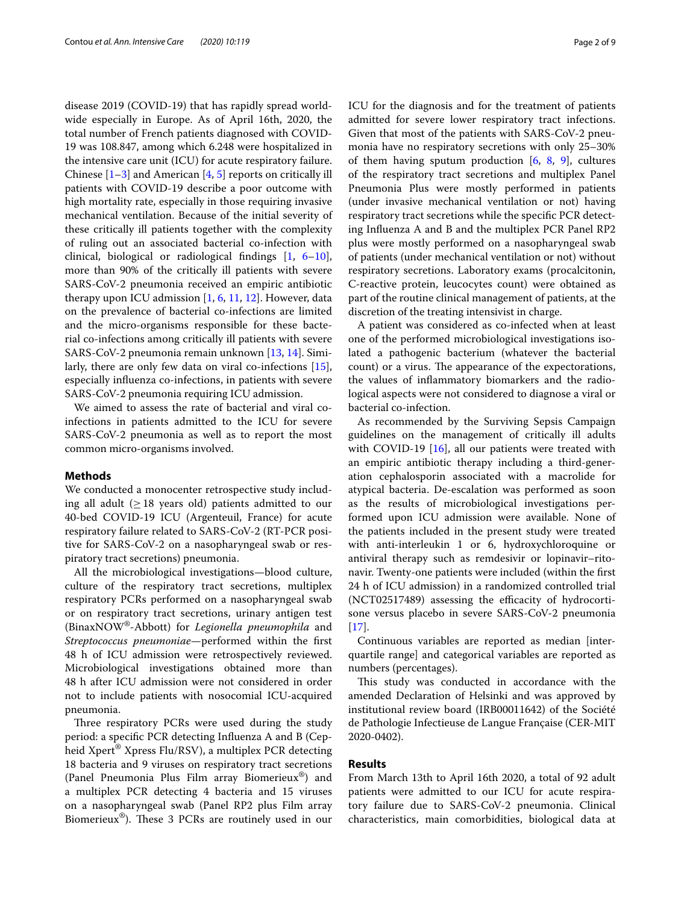disease 2019 (COVID-19) that has rapidly spread worldwide especially in Europe. As of April 16th, 2020, the total number of French patients diagnosed with COVID-19 was 108.847, among which 6.248 were hospitalized in the intensive care unit (ICU) for acute respiratory failure. Chinese [1–3] and American [4, 5] reports on critically ill patients with COVID-19 describe a poor outcome with high mortality rate, especially in those requiring invasive mechanical ventilation. Because of the initial severity of these critically ill patients together with the complexity of ruling out an associated bacterial co-infection with clinical, biological or radiological findings [1, 6–10], more than 90% of the critically ill patients with severe SARS-CoV-2 pneumonia received an empiric antibiotic therapy upon ICU admission [1, 6, 11, 12]. However, data on the prevalence of bacterial co-infections are limited and the micro-organisms responsible for these bacterial co-infections among critically ill patients with severe SARS-CoV-2 pneumonia remain unknown [13, 14]. Similarly, there are only few data on viral co-infections [15], especially influenza co-infections, in patients with severe SARS-CoV-2 pneumonia requiring ICU admission.

We aimed to assess the rate of bacterial and viral co-infections in patients admitted to the ICU for severe SARS-CoV-2 pneumonia as well as to report the most common micro-organisms involved.

## Methods

We conducted a monocenter retrospective study including all adult (≥ 18 years old) patients admitted to our 40-bed COVID-19 ICU (Argenteuil, France) for acute respiratory failure related to SARS-CoV-2 (RT-PCR positive for SARS-CoV-2 on a nasopharyngeal swab or respiratory tract secretions) pneumonia.

All the microbiological investigations—blood culture, culture of the respiratory tract secretions, multiplex respiratory PCRs performed on a nasopharyngeal swab or on respiratory tract secretions, urinary antigen test (BinaxNOW®-Abbott) for *Legionella pneumophila* and *Streptococcus pneumoniae*—performed within the first 48 h of ICU admission were retrospectively reviewed. Microbiological investigations obtained more than 48 h after ICU admission were not considered in order not to include patients with nosocomial ICU-acquired pneumonia.

Three respiratory PCRs were used during the study period: a specific PCR detecting Influenza A and B (Cepheid Xpert® Xpress Flu/RSV), a multiplex PCR detecting 18 bacteria and 9 viruses on respiratory tract secretions (Panel Pneumonia Plus Film array Biomerieux®) and a multiplex PCR detecting 4 bacteria and 15 viruses on a nasopharyngeal swab (Panel RP2 plus Film array Biomerieux®). These 3 PCRs are routinely used in our ICU for the diagnosis and for the treatment of patients admitted for severe lower respiratory tract infections. Given that most of the patients with SARS-CoV-2 pneumonia have no respiratory secretions with only 25–30% of them having sputum production [6, 8, 9], cultures of the respiratory tract secretions and multiplex Panel Pneumonia Plus were mostly performed in patients (under invasive mechanical ventilation or not) having respiratory tract secretions while the specific PCR detecting Influenza A and B and the multiplex PCR Panel RP2 plus were mostly performed on a nasopharyngeal swab of patients (under mechanical ventilation or not) without respiratory secretions. Laboratory exams (procalcitonin, C-reactive protein, leucocytes count) were obtained as part of the routine clinical management of patients, at the discretion of the treating intensivist in charge.

A patient was considered as co-infected when at least one of the performed microbiological investigations isolated a pathogenic bacterium (whatever the bacterial count) or a virus. The appearance of the expectorations, the values of inflammatory biomarkers and the radiological aspects were not considered to diagnose a viral or bacterial co-infection.

As recommended by the Surviving Sepsis Campaign guidelines on the management of critically ill adults with COVID-19 [16], all our patients were treated with an empiric antibiotic therapy including a third-generation cephalosporin associated with a macrolide for atypical bacteria. De-escalation was performed as soon as the results of microbiological investigations performed upon ICU admission were available. None of the patients included in the present study were treated with anti-interleukin 1 or 6, hydroxychloroquine or antiviral therapy such as remdesivir or lopinavir–ritonavir. Twenty-one patients were included (within the first 24 h of ICU admission) in a randomized controlled trial (NCT02517489) assessing the efficacity of hydrocortisone versus placebo in severe SARS-CoV-2 pneumonia [17].

Continuous variables are reported as median [interquartile range] and categorical variables are reported as numbers (percentages).

This study was conducted in accordance with the amended Declaration of Helsinki and was approved by institutional review board (IRB00011642) of the Société de Pathologie Infectieuse de Langue Française (CER-MIT 2020-0402).

## Results

From March 13th to April 16th 2020, a total of 92 adult patients were admitted to our ICU for acute respiratory failure due to SARS-CoV-2 pneumonia. Clinical characteristics, main comorbidities, biological data at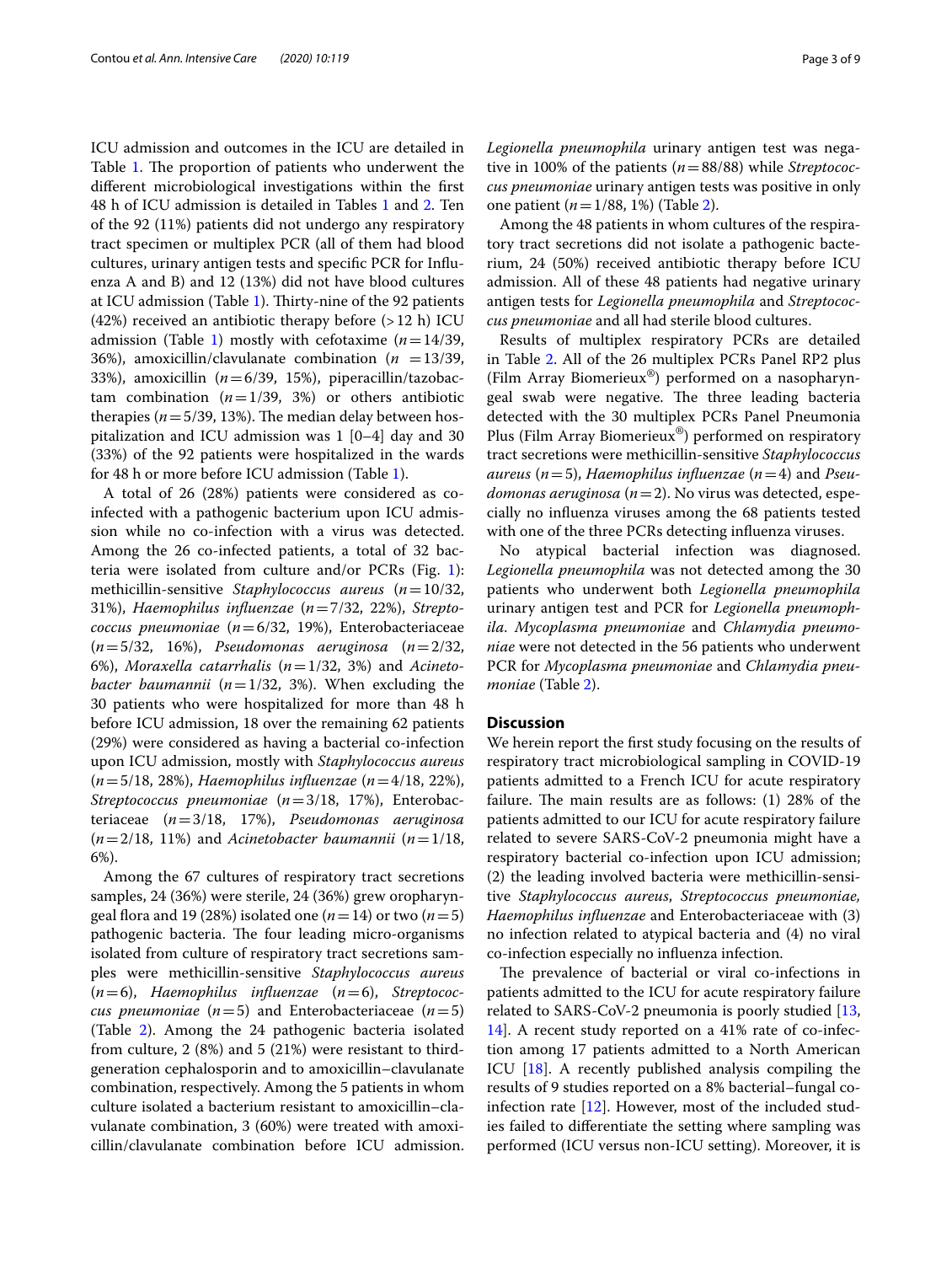ICU admission and outcomes in the ICU are detailed in Table 1. The proportion of patients who underwent the different microbiological investigations within the first 48 h of ICU admission is detailed in Tables 1 and 2. Ten of the 92 (11%) patients did not undergo any respiratory tract specimen or multiplex PCR (all of them had blood cultures, urinary antigen tests and specific PCR for Influenza A and B) and 12 (13%) did not have blood cultures at ICU admission (Table 1). Thirty-nine of the 92 patients (42%) received an antibiotic therapy before (>12 h) ICU admission (Table 1) mostly with cefotaxime ($n=14/39$, 36%), amoxicillin/clavulanate combination ($n=13/39$, 33%), amoxicillin ($n=6/39$, 15%), piperacillin/tazobactam combination ($n=1/39$, 3%) or others antibiotic therapies ($n=5/39$, 13%). The median delay between hospitalization and ICU admission was 1 [0–4] day and 30 (33%) of the 92 patients were hospitalized in the wards for 48 h or more before ICU admission (Table 1).

A total of 26 (28%) patients were considered as co-infected with a pathogenic bacterium upon ICU admission while no co-infection with a virus was detected. Among the 26 co-infected patients, a total of 32 bacteria were isolated from culture and/or PCRs (Fig. 1): methicillin-sensitive *Staphylococcus aureus* ($n=10/32$, 31%), *Haemophilus influenzae* ($n=7/32$, 22%), *Streptococcus pneumoniae* ($n=6/32$, 19%), Enterobacteriaceae ($n=5/32$, 16%), *Pseudomonas aeruginosa* ($n=2/32$, 6%), *Moraxella catarrhalis* ($n=1/32$, 3%) and *Acinetobacter baumannii* ($n=1/32$, 3%). When excluding the 30 patients who were hospitalized for more than 48 h before ICU admission, 18 over the remaining 62 patients (29%) were considered as having a bacterial co-infection upon ICU admission, mostly with *Staphylococcus aureus* ($n=5/18$, 28%), *Haemophilus influenzae* ($n=4/18$, 22%), *Streptococcus pneumoniae* ($n=3/18$, 17%), Enterobacteriaceae ($n=3/18$, 17%), *Pseudomonas aeruginosa* ($n=2/18$, 11%) and *Acinetobacter baumannii* ($n=1/18$, 6%).

Among the 67 cultures of respiratory tract secretions samples, 24 (36%) were sterile, 24 (36%) grew oropharyngeal flora and 19 (28%) isolated one ($n=14$) or two ($n=5$) pathogenic bacteria. The four leading micro-organisms isolated from culture of respiratory tract secretions samples were methicillin-sensitive *Staphylococcus aureus* ($n=6$), *Haemophilus influenzae* ($n=6$), *Streptococcus pneumoniae* ($n=5$) and Enterobacteriaceae ($n=5$) (Table 2). Among the 24 pathogenic bacteria isolated from culture, 2 (8%) and 5 (21%) were resistant to third-generation cephalosporin and to amoxicillin–clavulanate combination, respectively. Among the 5 patients in whom culture isolated a bacterium resistant to amoxicillin–clavulanate combination, 3 (60%) were treated with amoxicillin/clavulanate combination before ICU admission. *Legionella pneumophila* urinary antigen test was negative in 100% of the patients ($n=88/88$) while *Streptococcus pneumoniae* urinary antigen tests was positive in only one patient ($n=1/88$, 1%) (Table 2).

Among the 48 patients in whom cultures of the respiratory tract secretions did not isolate a pathogenic bacterium, 24 (50%) received antibiotic therapy before ICU admission. All of these 48 patients had negative urinary antigen tests for *Legionella pneumophila* and *Streptococcus pneumoniae* and all had sterile blood cultures.

Results of multiplex respiratory PCRs are detailed in Table 2. All of the 26 multiplex PCRs Panel RP2 plus (Film Array Biomerieux®) performed on a nasopharyngeal swab were negative. The three leading bacteria detected with the 30 multiplex PCRs Panel Pneumonia Plus (Film Array Biomerieux®) performed on respiratory tract secretions were methicillin-sensitive *Staphylococcus aureus* ($n=5$), *Haemophilus influenzae* ($n=4$) and *Pseudomonas aeruginosa* ($n=2$). No virus was detected, especially no influenza viruses among the 68 patients tested with one of the three PCRs detecting influenza viruses.

No atypical bacterial infection was diagnosed. *Legionella pneumophila* was not detected among the 30 patients who underwent both *Legionella pneumophila* urinary antigen test and PCR for *Legionella pneumophila*. *Mycoplasma pneumoniae* and *Chlamydia pneumoniae* were not detected in the 56 patients who underwent PCR for *Mycoplasma pneumoniae* and *Chlamydia pneumoniae* (Table 2).

## Discussion

We herein report the first study focusing on the results of respiratory tract microbiological sampling in COVID-19 patients admitted to a French ICU for acute respiratory failure. The main results are as follows: (1) 28% of the patients admitted to our ICU for acute respiratory failure related to severe SARS-CoV-2 pneumonia might have a respiratory bacterial co-infection upon ICU admission; (2) the leading involved bacteria were methicillin-sensitive *Staphylococcus aureus*, *Streptococcus pneumoniae*, *Haemophilus influenzae* and Enterobacteriaceae with (3) no infection related to atypical bacteria and (4) no viral co-infection especially no influenza infection.

The prevalence of bacterial or viral co-infections in patients admitted to the ICU for acute respiratory failure related to SARS-CoV-2 pneumonia is poorly studied [13, 14]. A recent study reported on a 41% rate of co-infection among 17 patients admitted to a North American ICU [18]. A recently published analysis compiling the results of 9 studies reported on a 8% bacterial–fungal co-infection rate [12]. However, most of the included studies failed to differentiate the setting where sampling was performed (ICU versus non-ICU setting). Moreover, it is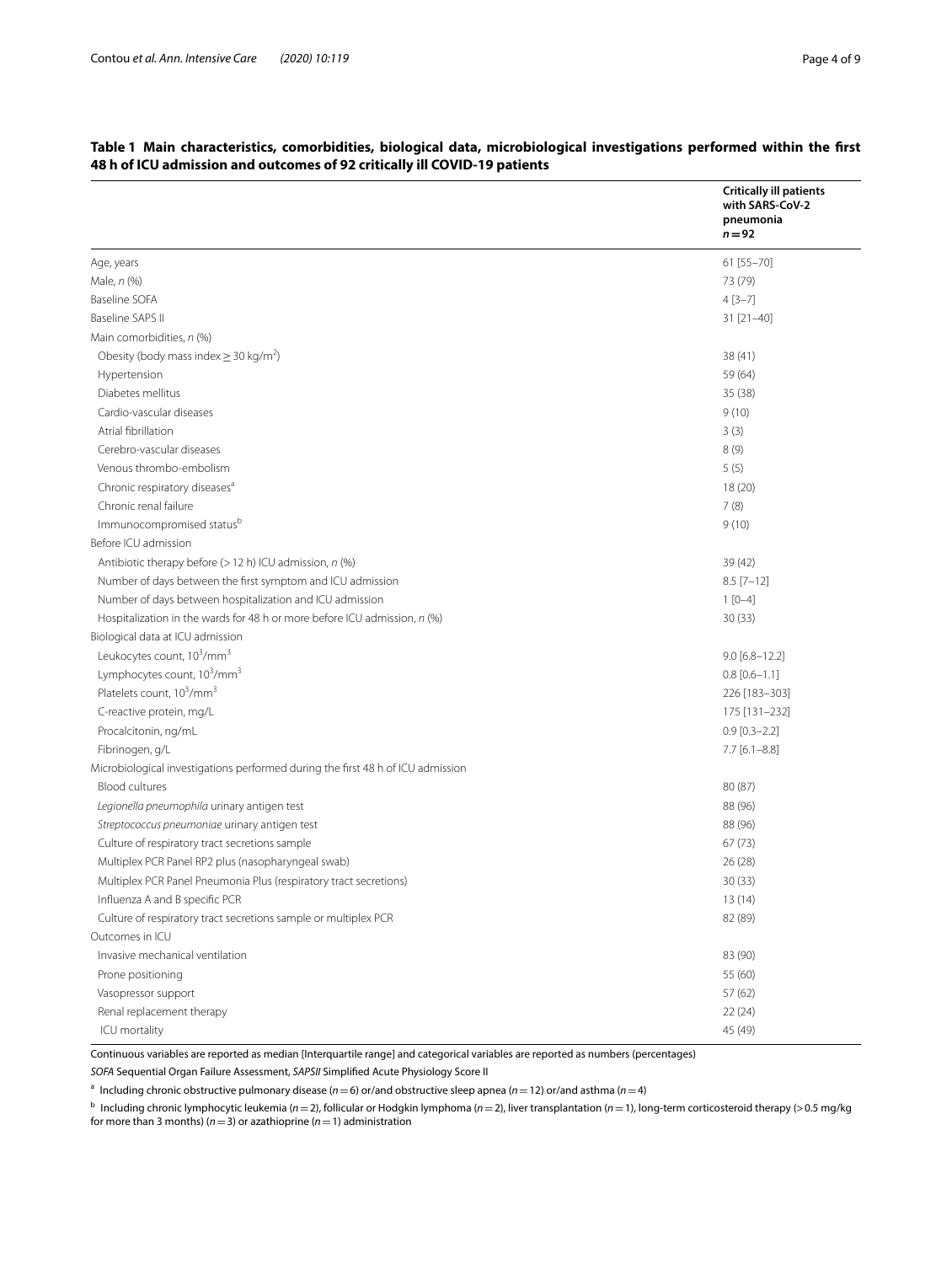**Table 1 Main characteristics, comorbidities, biological data, microbiological investigations performed within the first 48 h of ICU admission and outcomes of 92 critically ill COVID-19 patients**

| | Critically ill patients with SARS-CoV-2 pneumonia $n=92$ |
|---|---|
| Age, years | 61 [55–70] |
| Male, *n* (%) | 73 (79) |
| Baseline SOFA | 4 [3–7] |
| Baseline SAPS II | 31 [21–40] |
| Main comorbidities, *n* (%) | |
| Obesity (body mass index ≥ 30 kg/m$^2$) | 38 (41) |
| Hypertension | 59 (64) |
| Diabetes mellitus | 35 (38) |
| Cardio-vascular diseases | 9 (10) |
| Atrial fibrillation | 3 (3) |
| Cerebro-vascular diseases | 8 (9) |
| Venous thrombo-embolism | 5 (5) |
| Chronic respiratory diseases[a] | 18 (20) |
| Chronic renal failure | 7 (8) |
| Immunocompromised status[b] | 9 (10) |
| Before ICU admission | |
| Antibiotic therapy before (> 12 h) ICU admission, *n* (%) | 39 (42) |
| Number of days between the first symptom and ICU admission | 8.5 [7–12] |
| Number of days between hospitalization and ICU admission | 1 [0–4] |
| Hospitalization in the wards for 48 h or more before ICU admission, *n* (%) | 30 (33) |
| Biological data at ICU admission | |
| Leukocytes count, 10$^3$/mm$^3$ | 9.0 [6.8–12.2] |
| Lymphocytes count, 10$^3$/mm$^3$ | 0.8 [0.6–1.1] |
| Platelets count, 10$^3$/mm$^3$ | 226 [183–303] |
| C-reactive protein, mg/L | 175 [131–232] |
| Procalcitonin, ng/mL | 0.9 [0.3–2.2] |
| Fibrinogen, g/L | 7.7 [6.1–8.8] |
| Microbiological investigations performed during the first 48 h of ICU admission | |
| Blood cultures | 80 (87) |
| *Legionella pneumophila* urinary antigen test | 88 (96) |
| *Streptococcus pneumoniae* urinary antigen test | 88 (96) |
| Culture of respiratory tract secretions sample | 67 (73) |
| Multiplex PCR Panel RP2 plus (nasopharyngeal swab) | 26 (28) |
| Multiplex PCR Panel Pneumonia Plus (respiratory tract secretions) | 30 (33) |
| Influenza A and B specific PCR | 13 (14) |
| Culture of respiratory tract secretions sample or multiplex PCR | 82 (89) |
| Outcomes in ICU | |
| Invasive mechanical ventilation | 83 (90) |
| Prone positioning | 55 (60) |
| Vasopressor support | 57 (62) |
| Renal replacement therapy | 22 (24) |
| ICU mortality | 45 (49) |

Continuous variables are reported as median [Interquartile range] and categorical variables are reported as numbers (percentages)

*SOFA* Sequential Organ Failure Assessment, *SAPSII* Simplified Acute Physiology Score II

[a] Including chronic obstructive pulmonary disease ($n=6$) or/and obstructive sleep apnea ($n=12$) or/and asthma ($n=4$)

[b] Including chronic lymphocytic leukemia ($n=2$), follicular or Hodgkin lymphoma ($n=2$), liver transplantation ($n=1$), long-term corticosteroid therapy (> 0.5 mg/kg for more than 3 months) ($n=3$) or azathioprine ($n=1$) administration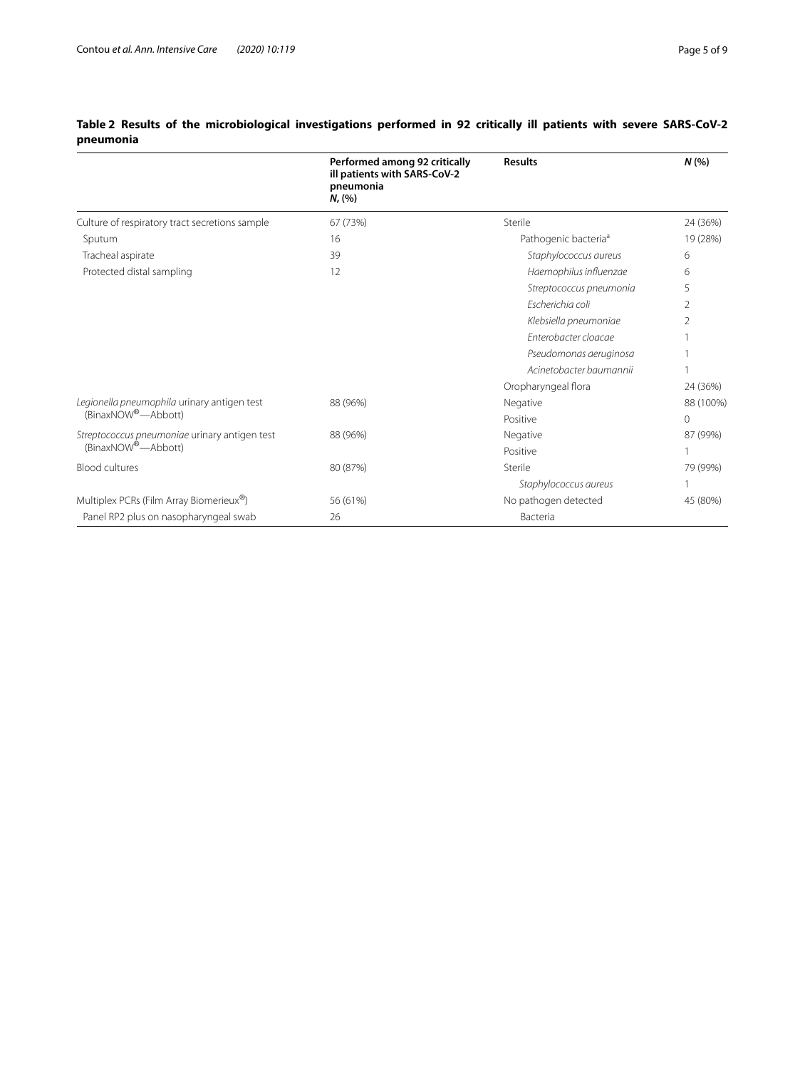**Table 2 Results of the microbiological investigations performed in 92 critically ill patients with severe SARS-CoV-2 pneumonia**

| | Performed among 92 critically ill patients with SARS-CoV-2 pneumonia N, (%) | Results | N (%) |
|---|---|---|---|
| Culture of respiratory tract secretions sample | 67 (73%) | Sterile | 24 (36%) |
| Sputum | 16 | Pathogenic bacteria[a] | 19 (28%) |
| Tracheal aspirate | 39 | *Staphylococcus aureus* | 6 |
| Protected distal sampling | 12 | *Haemophilus influenzae* | 6 |
| | | *Streptococcus pneumonia* | 5 |
| | | *Escherichia coli* | 2 |
| | | *Klebsiella pneumoniae* | 2 |
| | | *Enterobacter cloacae* | 1 |
| | | *Pseudomonas aeruginosa* | 1 |
| | | *Acinetobacter baumannii* | 1 |
| | | Oropharyngeal flora | 24 (36%) |
| *Legionella pneumophila* urinary antigen test (BinaxNOW®—Abbott) | 88 (96%) | Negative | 88 (100%) |
| | | Positive | 0 |
| *Streptococcus pneumoniae* urinary antigen test (BinaxNOW®—Abbott) | 88 (96%) | Negative | 87 (99%) |
| | | Positive | 1 |
| Blood cultures | 80 (87%) | Sterile | 79 (99%) |
| | | *Staphylococcus aureus* | 1 |
| Multiplex PCRs (Film Array Biomerieux®) | 56 (61%) | No pathogen detected | 45 (80%) |
| Panel RP2 plus on nasopharyngeal swab | 26 | Bacteria | |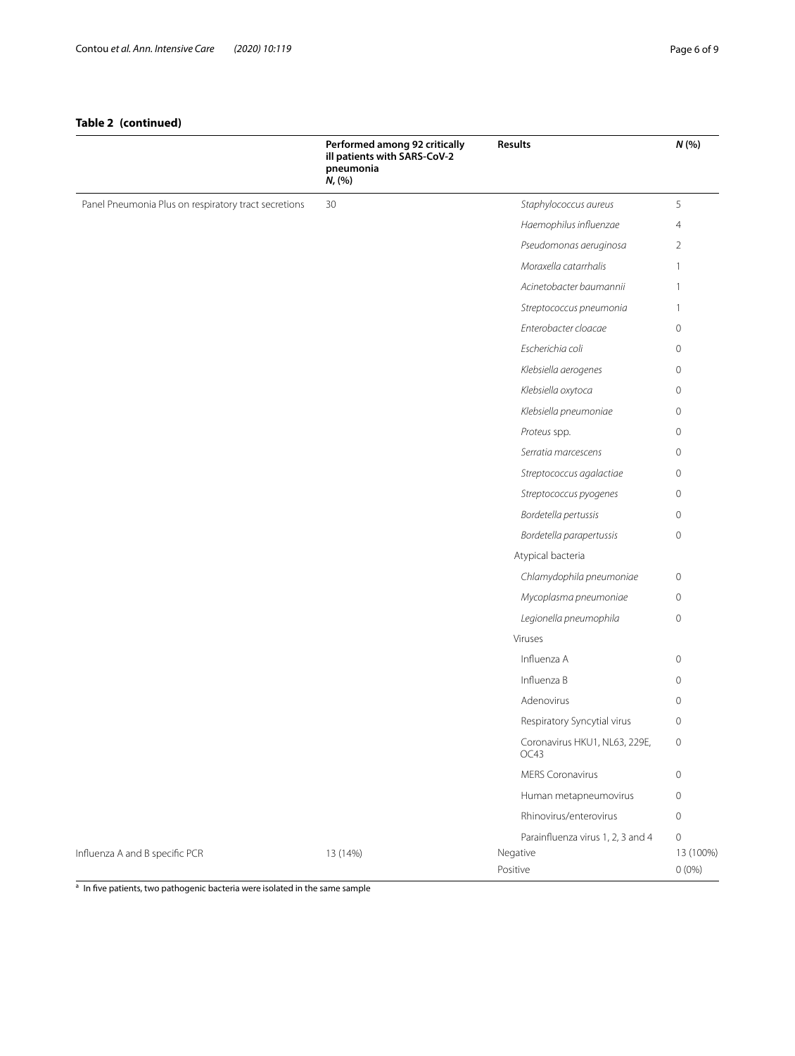**Table 2 (continued)**

| | Performed among 92 critically ill patients with SARS-CoV-2 pneumonia *N*, (%) | Results | *N* (%) |
|---|---|---|---|
| Panel Pneumonia Plus on respiratory tract secretions | 30 | *Staphylococcus aureus* | 5 |
| | | *Haemophilus influenzae* | 4 |
| | | *Pseudomonas aeruginosa* | 2 |
| | | *Moraxella catarrhalis* | 1 |
| | | *Acinetobacter baumannii* | 1 |
| | | *Streptococcus pneumonia* | 1 |
| | | *Enterobacter cloacae* | 0 |
| | | *Escherichia coli* | 0 |
| | | *Klebsiella aerogenes* | 0 |
| | | *Klebsiella oxytoca* | 0 |
| | | *Klebsiella pneumoniae* | 0 |
| | | *Proteus* spp. | 0 |
| | | *Serratia marcescens* | 0 |
| | | *Streptococcus agalactiae* | 0 |
| | | *Streptococcus pyogenes* | 0 |
| | | *Bordetella pertussis* | 0 |
| | | *Bordetella parapertussis* | 0 |
| | | Atypical bacteria | |
| | | *Chlamydophila pneumoniae* | 0 |
| | | *Mycoplasma pneumoniae* | 0 |
| | | *Legionella pneumophila* | 0 |
| | | Viruses | |
| | | Influenza A | 0 |
| | | Influenza B | 0 |
| | | Adenovirus | 0 |
| | | Respiratory Syncytial virus | 0 |
| | | Coronavirus HKU1, NL63, 229E, OC43 | 0 |
| | | MERS Coronavirus | 0 |
| | | Human metapneumovirus | 0 |
| | | Rhinovirus/enterovirus | 0 |
| | | Parainfluenza virus 1, 2, 3 and 4 | 0 |
| Influenza A and B specific PCR | 13 (14%) | Negative | 13 (100%) |
| | | Positive | 0 (0%) |

[a] In five patients, two pathogenic bacteria were isolated in the same sample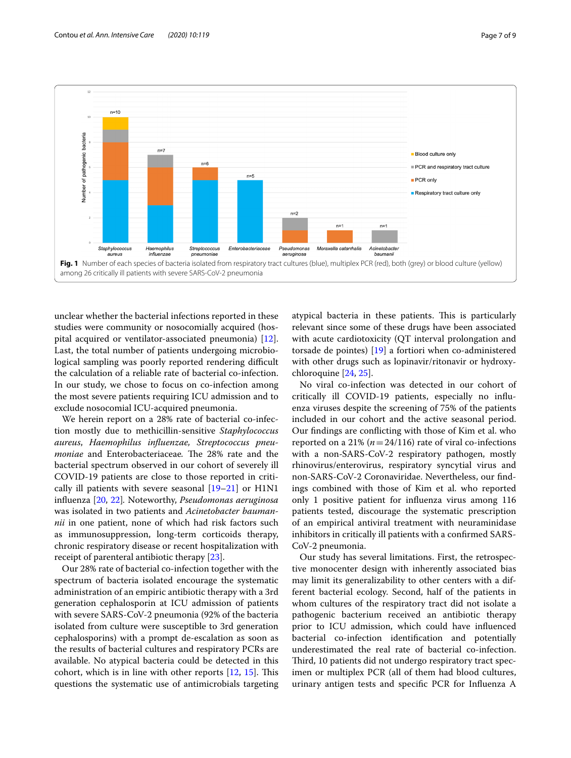Fig. 1 Number of each species of bacteria isolated from respiratory tract cultures (blue), multiplex PCR (red), both (grey) or blood culture (yellow) among 26 critically ill patients with severe SARS-CoV-2 pneumonia

unclear whether the bacterial infections reported in these studies were community or nosocomially acquired (hospital acquired or ventilator-associated pneumonia) [12]. Last, the total number of patients undergoing microbiological sampling was poorly reported rendering difficult the calculation of a reliable rate of bacterial co-infection. In our study, we chose to focus on co-infection among the most severe patients requiring ICU admission and to exclude nosocomial ICU-acquired pneumonia.

We herein report on a 28% rate of bacterial co-infection mostly due to methicillin-sensitive *Staphylococcus aureus*, *Haemophilus influenzae, Streptococcus pneumoniae* and Enterobacteriaceae*.* The 28% rate and the bacterial spectrum observed in our cohort of severely ill COVID-19 patients are close to those reported in critically ill patients with severe seasonal [19–21] or H1N1 influenza [20, 22]. Noteworthy, *Pseudomonas aeruginosa* was isolated in two patients and *Acinetobacter baumannii* in one patient, none of which had risk factors such as immunosuppression, long-term corticoids therapy, chronic respiratory disease or recent hospitalization with receipt of parenteral antibiotic therapy [23].

Our 28% rate of bacterial co-infection together with the spectrum of bacteria isolated encourage the systematic administration of an empiric antibiotic therapy with a 3rd generation cephalosporin at ICU admission of patients with severe SARS-CoV-2 pneumonia (92% of the bacteria isolated from culture were susceptible to 3rd generation cephalosporins) with a prompt de-escalation as soon as the results of bacterial cultures and respiratory PCRs are available. No atypical bacteria could be detected in this cohort, which is in line with other reports [12, 15]. This questions the systematic use of antimicrobials targeting atypical bacteria in these patients. This is particularly relevant since some of these drugs have been associated with acute cardiotoxicity (QT interval prolongation and torsade de pointes) [19] a fortiori when co-administered with other drugs such as lopinavir/ritonavir or hydroxychloroquine [24, 25].

No viral co-infection was detected in our cohort of critically ill COVID-19 patients, especially no influenza viruses despite the screening of 75% of the patients included in our cohort and the active seasonal period. Our findings are conflicting with those of Kim et al. who reported on a 21% ($n = 24/116$) rate of viral co-infections with a non-SARS-CoV-2 respiratory pathogen, mostly rhinovirus/enterovirus, respiratory syncytial virus and non-SARS-CoV-2 Coronaviridae. Nevertheless, our findings combined with those of Kim et al. who reported only 1 positive patient for influenza virus among 116 patients tested, discourage the systematic prescription of an empirical antiviral treatment with neuraminidase inhibitors in critically ill patients with a confirmed SARS-CoV-2 pneumonia.

Our study has several limitations. First, the retrospective monocenter design with inherently associated bias may limit its generalizability to other centers with a different bacterial ecology. Second, half of the patients in whom cultures of the respiratory tract did not isolate a pathogenic bacterium received an antibiotic therapy prior to ICU admission, which could have influenced bacterial co-infection identification and potentially underestimated the real rate of bacterial co-infection. Third, 10 patients did not undergo respiratory tract specimen or multiplex PCR (all of them had blood cultures, urinary antigen tests and specific PCR for Influenza A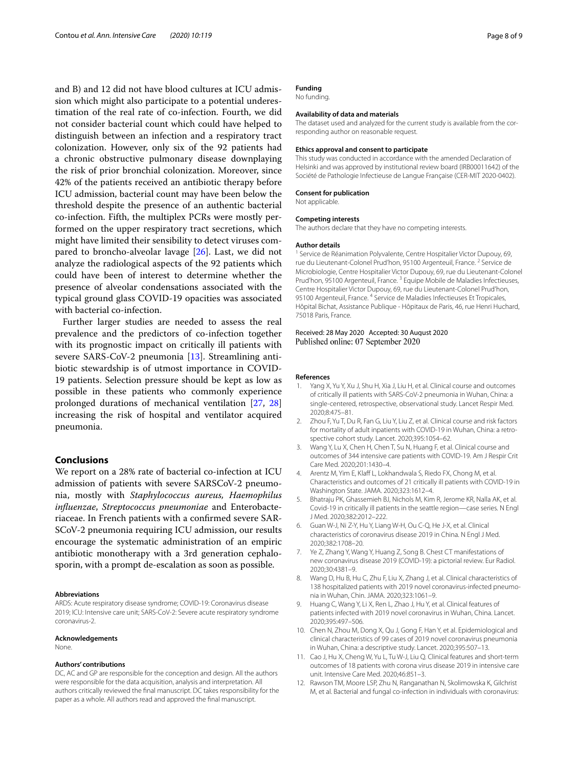and B) and 12 did not have blood cultures at ICU admission which might also participate to a potential underestimation of the real rate of co-infection. Fourth, we did not consider bacterial count which could have helped to distinguish between an infection and a respiratory tract colonization. However, only six of the 92 patients had a chronic obstructive pulmonary disease downplaying the risk of prior bronchial colonization. Moreover, since 42% of the patients received an antibiotic therapy before ICU admission, bacterial count may have been below the threshold despite the presence of an authentic bacterial co-infection. Fifth, the multiplex PCRs were mostly performed on the upper respiratory tract secretions, which might have limited their sensibility to detect viruses compared to broncho-alveolar lavage [26]. Last, we did not analyze the radiological aspects of the 92 patients which could have been of interest to determine whether the presence of alveolar condensations associated with the typical ground glass COVID-19 opacities was associated with bacterial co-infection.

Further larger studies are needed to assess the real prevalence and the predictors of co-infection together with its prognostic impact on critically ill patients with severe SARS-CoV-2 pneumonia [13]. Streamlining antibiotic stewardship is of utmost importance in COVID-19 patients. Selection pressure should be kept as low as possible in these patients who commonly experience prolonged durations of mechanical ventilation [27, 28] increasing the risk of hospital and ventilator acquired pneumonia.

## Conclusions

We report on a 28% rate of bacterial co-infection at ICU admission of patients with severe SARSCoV-2 pneumonia, mostly with *Staphylococcus aureus, Haemophilus influenzae*, *Streptococcus pneumoniae* and Enterobacteriaceae. In French patients with a confirmed severe SARSCoV-2 pneumonia requiring ICU admission, our results encourage the systematic administration of an empiric antibiotic monotherapy with a 3rd generation cephalosporin, with a prompt de-escalation as soon as possible.

#### Abbreviations

ARDS: Acute respiratory disease syndrome; COVID-19: Coronavirus disease 2019; ICU: Intensive care unit; SARS-CoV-2: Severe acute respiratory syndrome coronavirus-2.

#### Acknowledgements

None.

#### Authors' contributions

DC, AC and GP are responsible for the conception and design. All the authors were responsible for the data acquisition, analysis and interpretation. All authors critically reviewed the final manuscript. DC takes responsibility for the paper as a whole. All authors read and approved the final manuscript.

#### Funding

No funding.

#### Availability of data and materials

The dataset used and analyzed for the current study is available from the corresponding author on reasonable request.

#### Ethics approval and consent to participate

This study was conducted in accordance with the amended Declaration of Helsinki and was approved by institutional review board (IRB00011642) of the Société de Pathologie Infectieuse de Langue Française (CER-MIT 2020-0402).

#### Consent for publication

Not applicable.

#### Competing interests

The authors declare that they have no competing interests.

#### Author details

[1] Service de Réanimation Polyvalente, Centre Hospitalier Victor Dupouy, 69, rue du Lieutenant-Colonel Prud'hon, 95100 Argenteuil, France. [2] Service de Microbiologie, Centre Hospitalier Victor Dupouy, 69, rue du Lieutenant-Colonel Prud'hon, 95100 Argenteuil, France. [3] Equipe Mobile de Maladies Infectieuses, Centre Hospitalier Victor Dupouy, 69, rue du Lieutenant-Colonel Prud'hon, 95100 Argenteuil, France. [4] Service de Maladies Infectieuses Et Tropicales, Hôpital Bichat, Assistance Publique - Hôpitaux de Paris, 46, rue Henri Huchard, 75018 Paris, France.

Received: 28 May 2020 Accepted: 30 August 2020
Published online: 07 September 2020

#### References

1. Yang X, Yu Y, Xu J, Shu H, Xia J, Liu H, et al. Clinical course and outcomes of critically ill patients with SARS-CoV-2 pneumonia in Wuhan, China: a single-centered, retrospective, observational study. Lancet Respir Med. 2020;8:475–81.
2. Zhou F, Yu T, Du R, Fan G, Liu Y, Liu Z, et al. Clinical course and risk factors for mortality of adult inpatients with COVID-19 in Wuhan, China: a retrospective cohort study. Lancet. 2020;395:1054–62.
3. Wang Y, Lu X, Chen H, Chen T, Su N, Huang F, et al. Clinical course and outcomes of 344 intensive care patients with COVID-19. Am J Respir Crit Care Med. 2020;201:1430–4.
4. Arentz M, Yim E, Klaff L, Lokhandwala S, Riedo FX, Chong M, et al. Characteristics and outcomes of 21 critically ill patients with COVID-19 in Washington State. JAMA. 2020;323:1612–4.
5. Bhatraju PK, Ghassemieh BJ, Nichols M, Kim R, Jerome KR, Nalla AK, et al. Covid-19 in critically ill patients in the seattle region—case series. N Engl J Med. 2020;382:2012–222.
6. Guan W-J, Ni Z-Y, Hu Y, Liang W-H, Ou C-Q, He J-X, et al. Clinical characteristics of coronavirus disease 2019 in China. N Engl J Med. 2020;382:1708–20.
7. Ye Z, Zhang Y, Wang Y, Huang Z, Song B. Chest CT manifestations of new coronavirus disease 2019 (COVID-19): a pictorial review. Eur Radiol. 2020;30:4381–9.
8. Wang D, Hu B, Hu C, Zhu F, Liu X, Zhang J, et al. Clinical characteristics of 138 hospitalized patients with 2019 novel coronavirus-infected pneumonia in Wuhan, Chin. JAMA. 2020;323:1061–9.
9. Huang C, Wang Y, Li X, Ren L, Zhao J, Hu Y, et al. Clinical features of patients infected with 2019 novel coronavirus in Wuhan, China. Lancet. 2020;395:497–506.
10. Chen N, Zhou M, Dong X, Qu J, Gong F, Han Y, et al. Epidemiological and clinical characteristics of 99 cases of 2019 novel coronavirus pneumonia in Wuhan, China: a descriptive study. Lancet. 2020;395:507–13.
11. Cao J, Hu X, Cheng W, Yu L, Tu W-J, Liu Q. Clinical features and short-term outcomes of 18 patients with corona virus disease 2019 in intensive care unit. Intensive Care Med. 2020;46:851–3.
12. Rawson TM, Moore LSP, Zhu N, Ranganathan N, Skolimowska K, Gilchrist M, et al. Bacterial and fungal co-infection in individuals with coronavirus: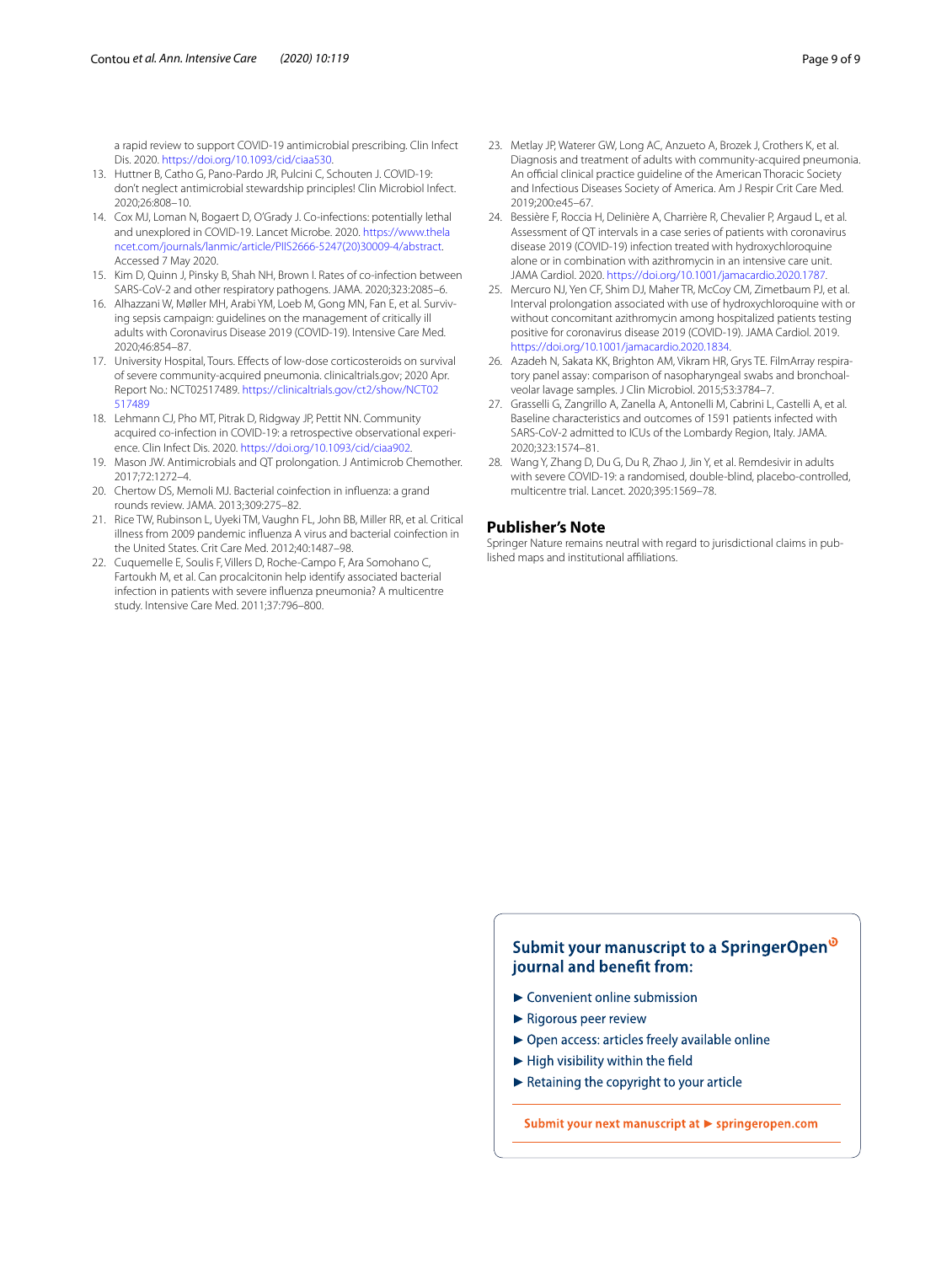a rapid review to support COVID-19 antimicrobial prescribing. Clin Infect Dis. 2020. https://doi.org/10.1093/cid/ciaa530.

13. Huttner B, Catho G, Pano-Pardo JR, Pulcini C, Schouten J. COVID-19: don't neglect antimicrobial stewardship principles! Clin Microbiol Infect. 2020;26:808–10.
14. Cox MJ, Loman N, Bogaert D, O'Grady J. Co-infections: potentially lethal and unexplored in COVID-19. Lancet Microbe. 2020. https://www.thelancet.com/journals/lanmic/article/PIIS2666-5247(20)30009-4/abstract. Accessed 7 May 2020.
15. Kim D, Quinn J, Pinsky B, Shah NH, Brown I. Rates of co-infection between SARS-CoV-2 and other respiratory pathogens. JAMA. 2020;323:2085–6.
16. Alhazzani W, Møller MH, Arabi YM, Loeb M, Gong MN, Fan E, et al. Surviving sepsis campaign: guidelines on the management of critically ill adults with Coronavirus Disease 2019 (COVID-19). Intensive Care Med. 2020;46:854–87.
17. University Hospital, Tours. Effects of low-dose corticosteroids on survival of severe community-acquired pneumonia. clinicaltrials.gov; 2020 Apr. Report No.: NCT02517489. https://clinicaltrials.gov/ct2/show/NCT02517489
18. Lehmann CJ, Pho MT, Pitrak D, Ridgway JP, Pettit NN. Community acquired co-infection in COVID-19: a retrospective observational experience. Clin Infect Dis. 2020. https://doi.org/10.1093/cid/ciaa902.
19. Mason JW. Antimicrobials and QT prolongation. J Antimicrob Chemother. 2017;72:1272–4.
20. Chertow DS, Memoli MJ. Bacterial coinfection in influenza: a grand rounds review. JAMA. 2013;309:275–82.
21. Rice TW, Rubinson L, Uyeki TM, Vaughn FL, John BB, Miller RR, et al. Critical illness from 2009 pandemic influenza A virus and bacterial coinfection in the United States. Crit Care Med. 2012;40:1487–98.
22. Cuquemelle E, Soulis F, Villers D, Roche-Campo F, Ara Somohano C, Fartoukh M, et al. Can procalcitonin help identify associated bacterial infection in patients with severe influenza pneumonia? A multicentre study. Intensive Care Med. 2011;37:796–800.
23. Metlay JP, Waterer GW, Long AC, Anzueto A, Brozek J, Crothers K, et al. Diagnosis and treatment of adults with community-acquired pneumonia. An official clinical practice guideline of the American Thoracic Society and Infectious Diseases Society of America. Am J Respir Crit Care Med. 2019;200:e45–67.
24. Bessière F, Roccia H, Delinière A, Charrière R, Chevalier P, Argaud L, et al. Assessment of QT intervals in a case series of patients with coronavirus disease 2019 (COVID-19) infection treated with hydroxychloroquine alone or in combination with azithromycin in an intensive care unit. JAMA Cardiol. 2020. https://doi.org/10.1001/jamacardio.2020.1787.
25. Mercuro NJ, Yen CF, Shim DJ, Maher TR, McCoy CM, Zimetbaum PJ, et al. Interval prolongation associated with use of hydroxychloroquine with or without concomitant azithromycin among hospitalized patients testing positive for coronavirus disease 2019 (COVID-19). JAMA Cardiol. 2019. https://doi.org/10.1001/jamacardio.2020.1834.
26. Azadeh N, Sakata KK, Brighton AM, Vikram HR, Grys TE. FilmArray respiratory panel assay: comparison of nasopharyngeal swabs and bronchoalveolar lavage samples. J Clin Microbiol. 2015;53:3784–7.
27. Grasselli G, Zangrillo A, Zanella A, Antonelli M, Cabrini L, Castelli A, et al. Baseline characteristics and outcomes of 1591 patients infected with SARS-CoV-2 admitted to ICUs of the Lombardy Region, Italy. JAMA. 2020;323:1574–81.
28. Wang Y, Zhang D, Du G, Du R, Zhao J, Jin Y, et al. Remdesivir in adults with severe COVID-19: a randomised, double-blind, placebo-controlled, multicentre trial. Lancet. 2020;395:1569–78.

## Publisher's Note

Springer Nature remains neutral with regard to jurisdictional claims in published maps and institutional affiliations.

**Submit your manuscript to a SpringerOpen journal and benefit from:**

- Convenient online submission
- Rigorous peer review
- Open access: articles freely available online
- High visibility within the field
- Retaining the copyright to your article

**Submit your next manuscript at ▶ springeropen.com**